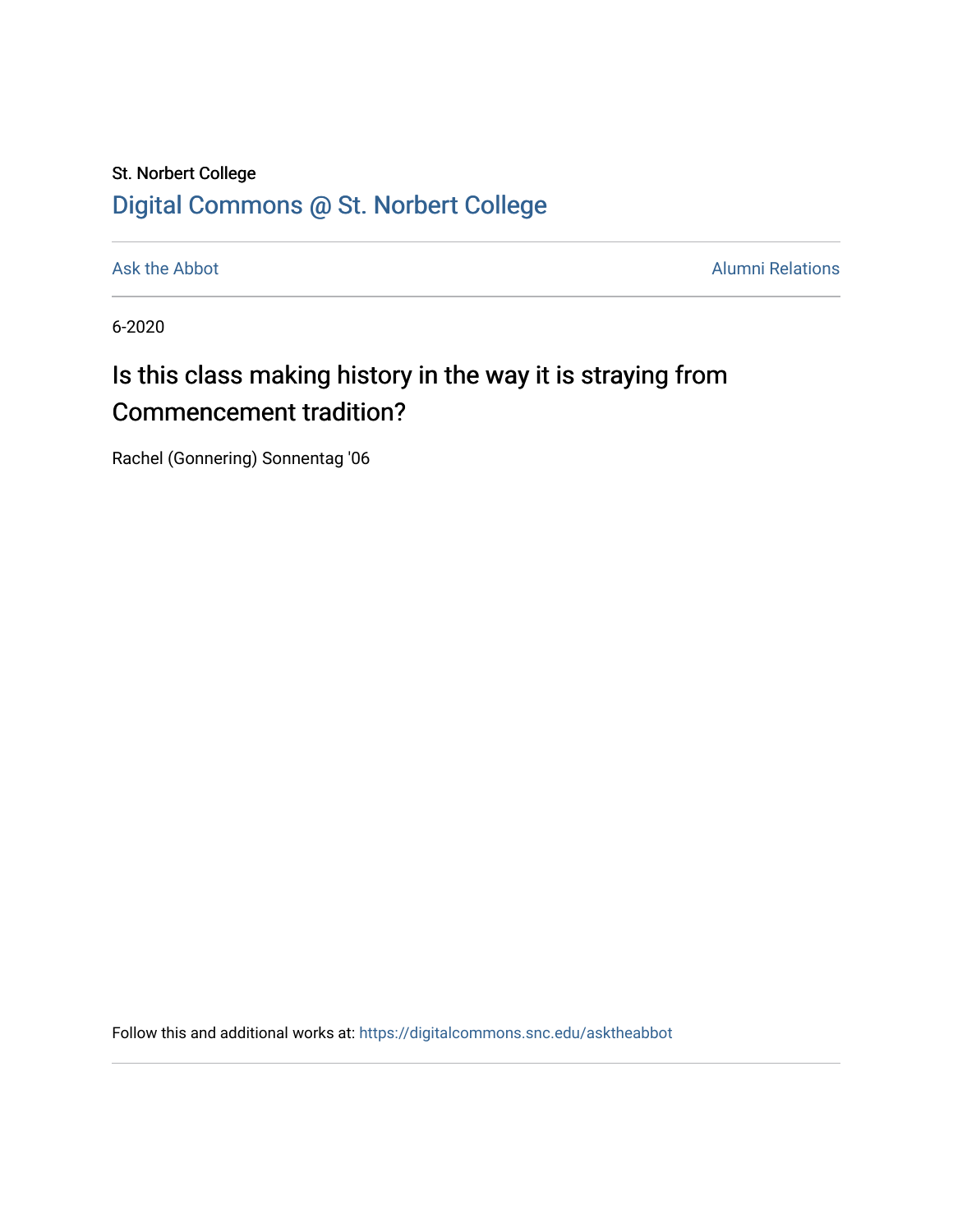St. Norbert College

Digital Commons @ St. Norbert College

Ask the Abbot

Alumni Relations

6-2020

# Is this class making history in the way it is straying from Commencement tradition?

Rachel (Gonnering) Sonnentag '06

Follow this and additional works at: https://digitalcommons.snc.edu/asktheabbot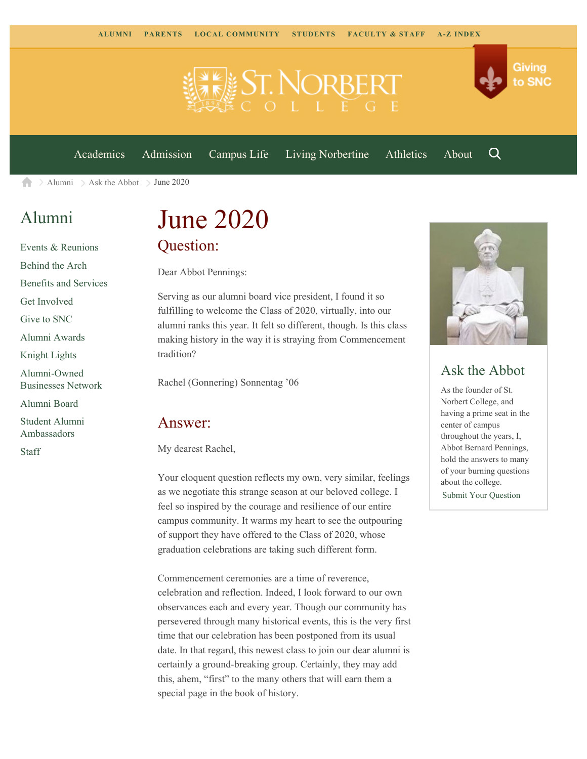ALUMNI PARENTS LOCAL COMMUNITY STUDENTS FACULTY & STAFF A-Z INDEX

Giving to SNC

Academics Admission Campus Life Living Norbertine Athletics About

Alumni > Ask the Abbot > June 2020

## Alumni

- Events & Reunions
- Behind the Arch
- Benefits and Services
- Get Involved
- Give to SNC
- Alumni Awards
- Knight Lights
- Alumni-Owned Businesses Network
- Alumni Board
- Student Alumni Ambassadors
- Staff

# June 2020

## Question:

Dear Abbot Pennings:

Serving as our alumni board vice president, I found it so fulfilling to welcome the Class of 2020, virtually, into our alumni ranks this year. It felt so different, though. Is this class making history in the way it is straying from Commencement tradition?

Rachel (Gonnering) Sonnentag '06

## Answer:

My dearest Rachel,

Your eloquent question reflects my own, very similar, feelings as we negotiate this strange season at our beloved college. I feel so inspired by the courage and resilience of our entire campus community. It warms my heart to see the outpouring of support they have offered to the Class of 2020, whose graduation celebrations are taking such different form.

Commencement ceremonies are a time of reverence, celebration and reflection. Indeed, I look forward to our own observances each and every year. Though our community has persevered through many historical events, this is the very first time that our celebration has been postponed from its usual date. In that regard, this newest class to join our dear alumni is certainly a ground-breaking group. Certainly, they may add this, ahem, "first" to the many others that will earn them a special page in the book of history.

## Ask the Abbot

As the founder of St. Norbert College, and having a prime seat in the center of campus throughout the years, I, Abbot Bernard Pennings, hold the answers to many of your burning questions about the college.

Submit Your Question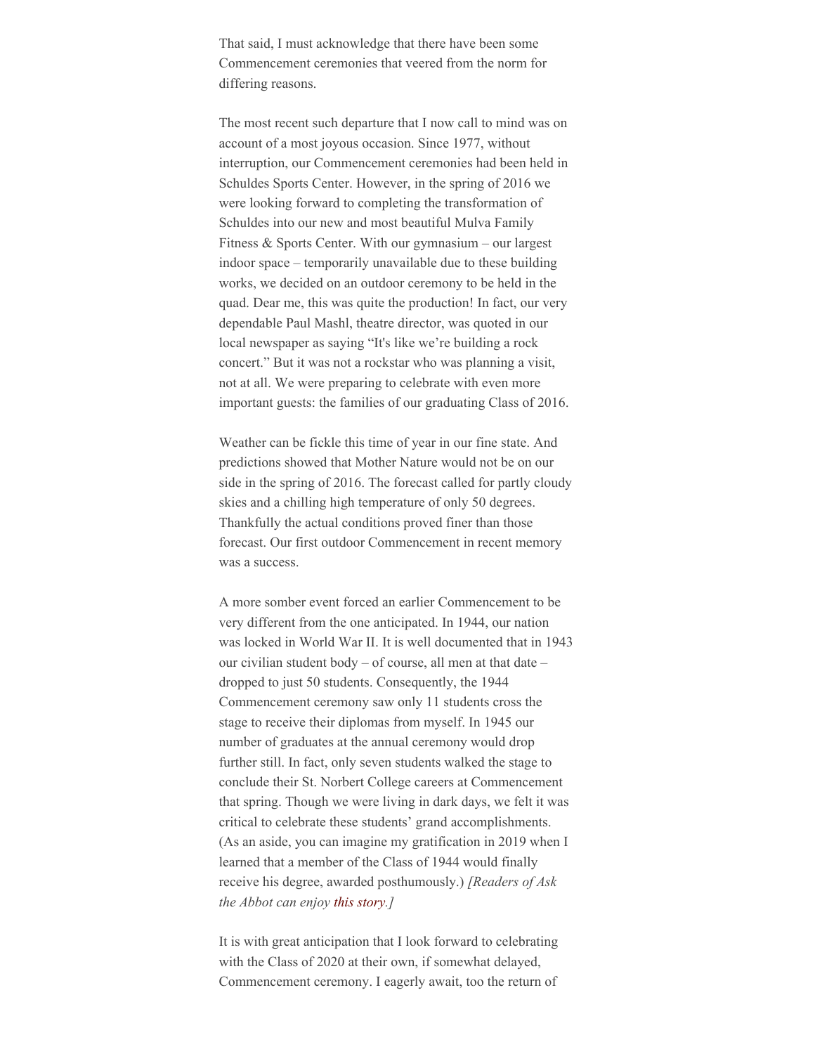That said, I must acknowledge that there have been some Commencement ceremonies that veered from the norm for differing reasons.

The most recent such departure that I now call to mind was on account of a most joyous occasion. Since 1977, without interruption, our Commencement ceremonies had been held in Schuldes Sports Center. However, in the spring of 2016 we were looking forward to completing the transformation of Schuldes into our new and most beautiful Mulva Family Fitness & Sports Center. With our gymnasium – our largest indoor space – temporarily unavailable due to these building works, we decided on an outdoor ceremony to be held in the quad. Dear me, this was quite the production! In fact, our very dependable Paul Mashl, theatre director, was quoted in our local newspaper as saying "It's like we're building a rock concert." But it was not a rockstar who was planning a visit, not at all. We were preparing to celebrate with even more important guests: the families of our graduating Class of 2016.

Weather can be fickle this time of year in our fine state. And predictions showed that Mother Nature would not be on our side in the spring of 2016. The forecast called for partly cloudy skies and a chilling high temperature of only 50 degrees. Thankfully the actual conditions proved finer than those forecast. Our first outdoor Commencement in recent memory was a success.

A more somber event forced an earlier Commencement to be very different from the one anticipated. In 1944, our nation was locked in World War II. It is well documented that in 1943 our civilian student body – of course, all men at that date – dropped to just 50 students. Consequently, the 1944 Commencement ceremony saw only 11 students cross the stage to receive their diplomas from myself. In 1945 our number of graduates at the annual ceremony would drop further still. In fact, only seven students walked the stage to conclude their St. Norbert College careers at Commencement that spring. Though we were living in dark days, we felt it was critical to celebrate these students' grand accomplishments. (As an aside, you can imagine my gratification in 2019 when I learned that a member of the Class of 1944 would finally receive his degree, awarded posthumously.) *[Readers of Ask the Abbot can enjoy this story.]*

It is with great anticipation that I look forward to celebrating with the Class of 2020 at their own, if somewhat delayed, Commencement ceremony. I eagerly await, too the return of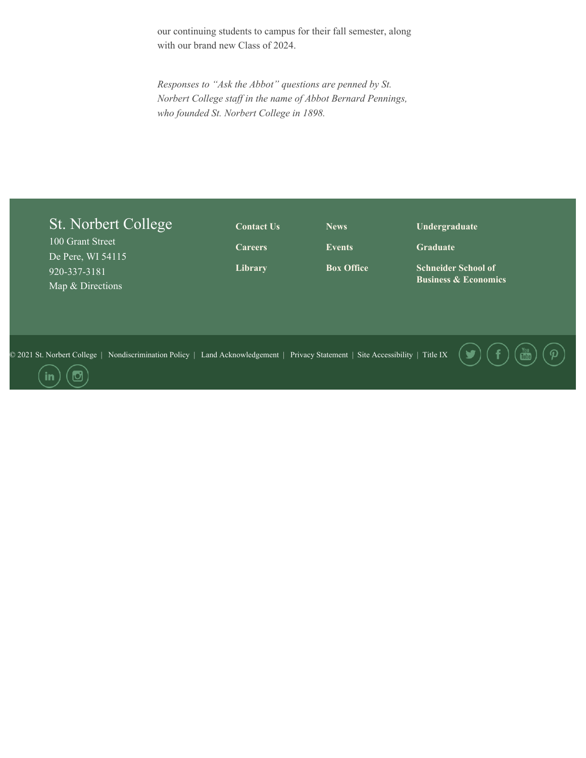our continuing students to campus for their fall semester, along with our brand new Class of 2024.

*Responses to "Ask the Abbot" questions are penned by St. Norbert College staff in the name of Abbot Bernard Pennings, who founded St. Norbert College in 1898.*

St. Norbert College
100 Grant Street
De Pere, WI 54115
920-337-3181
Map & Directions

**Contact Us**
**Careers**
**Library**

**News**
**Events**
**Box Office**

**Undergraduate**
**Graduate**
**Schneider School of Business & Economics**

© 2021 St. Norbert College | Nondiscrimination Policy | Land Acknowledgement | Privacy Statement | Site Accessibility | Title IX